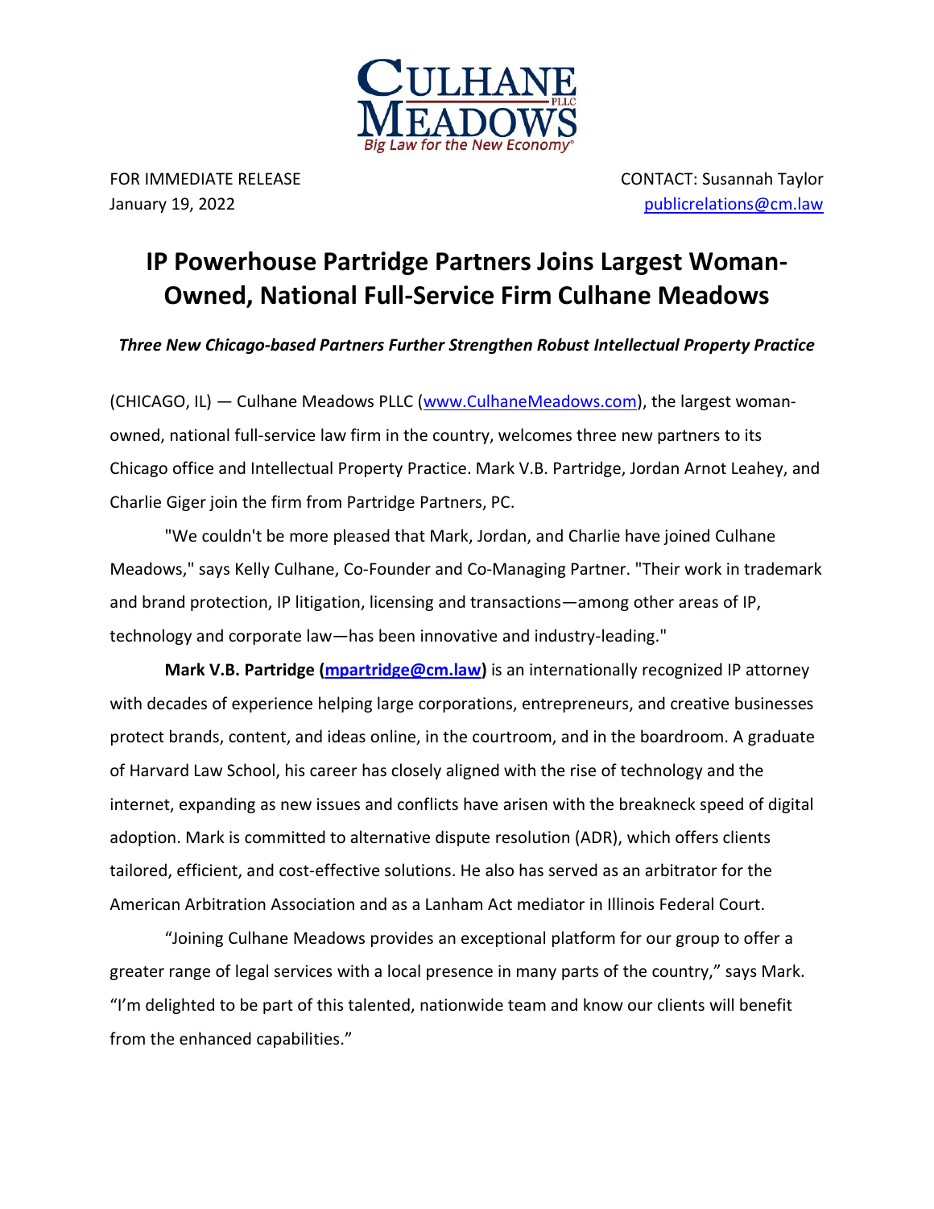CULHANE MEADOWS PLLC

*Big Law for the New Economy®*

FOR IMMEDIATE RELEASE
January 19, 2022

CONTACT: Susannah Taylor
publicrelations@cm.law

# IP Powerhouse Partridge Partners Joins Largest Woman-Owned, National Full-Service Firm Culhane Meadows

***Three New Chicago-based Partners Further Strengthen Robust Intellectual Property Practice***

(CHICAGO, IL) — Culhane Meadows PLLC (www.CulhaneMeadows.com), the largest woman-owned, national full-service law firm in the country, welcomes three new partners to its Chicago office and Intellectual Property Practice. Mark V.B. Partridge, Jordan Arnot Leahey, and Charlie Giger join the firm from Partridge Partners, PC.

"We couldn't be more pleased that Mark, Jordan, and Charlie have joined Culhane Meadows," says Kelly Culhane, Co-Founder and Co-Managing Partner. "Their work in trademark and brand protection, IP litigation, licensing and transactions—among other areas of IP, technology and corporate law—has been innovative and industry-leading."

**Mark V.B. Partridge (mpartridge@cm.law)** is an internationally recognized IP attorney with decades of experience helping large corporations, entrepreneurs, and creative businesses protect brands, content, and ideas online, in the courtroom, and in the boardroom. A graduate of Harvard Law School, his career has closely aligned with the rise of technology and the internet, expanding as new issues and conflicts have arisen with the breakneck speed of digital adoption. Mark is committed to alternative dispute resolution (ADR), which offers clients tailored, efficient, and cost-effective solutions. He also has served as an arbitrator for the American Arbitration Association and as a Lanham Act mediator in Illinois Federal Court.

"Joining Culhane Meadows provides an exceptional platform for our group to offer a greater range of legal services with a local presence in many parts of the country," says Mark. "I'm delighted to be part of this talented, nationwide team and know our clients will benefit from the enhanced capabilities."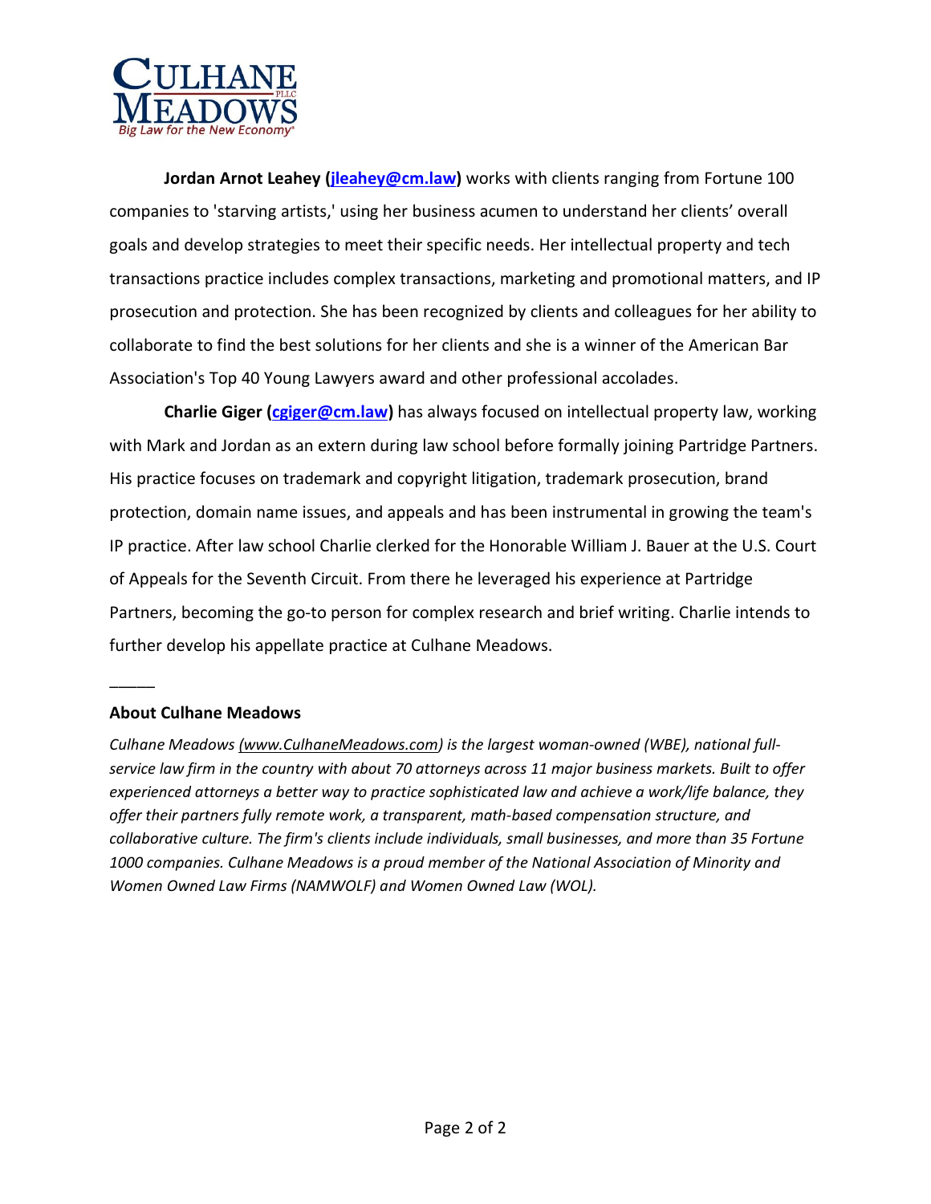**Jordan Arnot Leahey ([jleahey@cm.law](mailto:jleahey@cm.law))** works with clients ranging from Fortune 100 companies to 'starving artists,' using her business acumen to understand her clients' overall goals and develop strategies to meet their specific needs. Her intellectual property and tech transactions practice includes complex transactions, marketing and promotional matters, and IP prosecution and protection. She has been recognized by clients and colleagues for her ability to collaborate to find the best solutions for her clients and she is a winner of the American Bar Association's Top 40 Young Lawyers award and other professional accolades.

**Charlie Giger ([cgiger@cm.law](mailto:cgiger@cm.law))** has always focused on intellectual property law, working with Mark and Jordan as an extern during law school before formally joining Partridge Partners. His practice focuses on trademark and copyright litigation, trademark prosecution, brand protection, domain name issues, and appeals and has been instrumental in growing the team's IP practice. After law school Charlie clerked for the Honorable William J. Bauer at the U.S. Court of Appeals for the Seventh Circuit. From there he leveraged his experience at Partridge Partners, becoming the go-to person for complex research and brief writing. Charlie intends to further develop his appellate practice at Culhane Meadows.

_____

**About Culhane Meadows**

*Culhane Meadows (www.CulhaneMeadows.com) is the largest woman-owned (WBE), national full-service law firm in the country with about 70 attorneys across 11 major business markets. Built to offer experienced attorneys a better way to practice sophisticated law and achieve a work/life balance, they offer their partners fully remote work, a transparent, math-based compensation structure, and collaborative culture. The firm's clients include individuals, small businesses, and more than 35 Fortune 1000 companies. Culhane Meadows is a proud member of the National Association of Minority and Women Owned Law Firms (NAMWOLF) and Women Owned Law (WOL).*